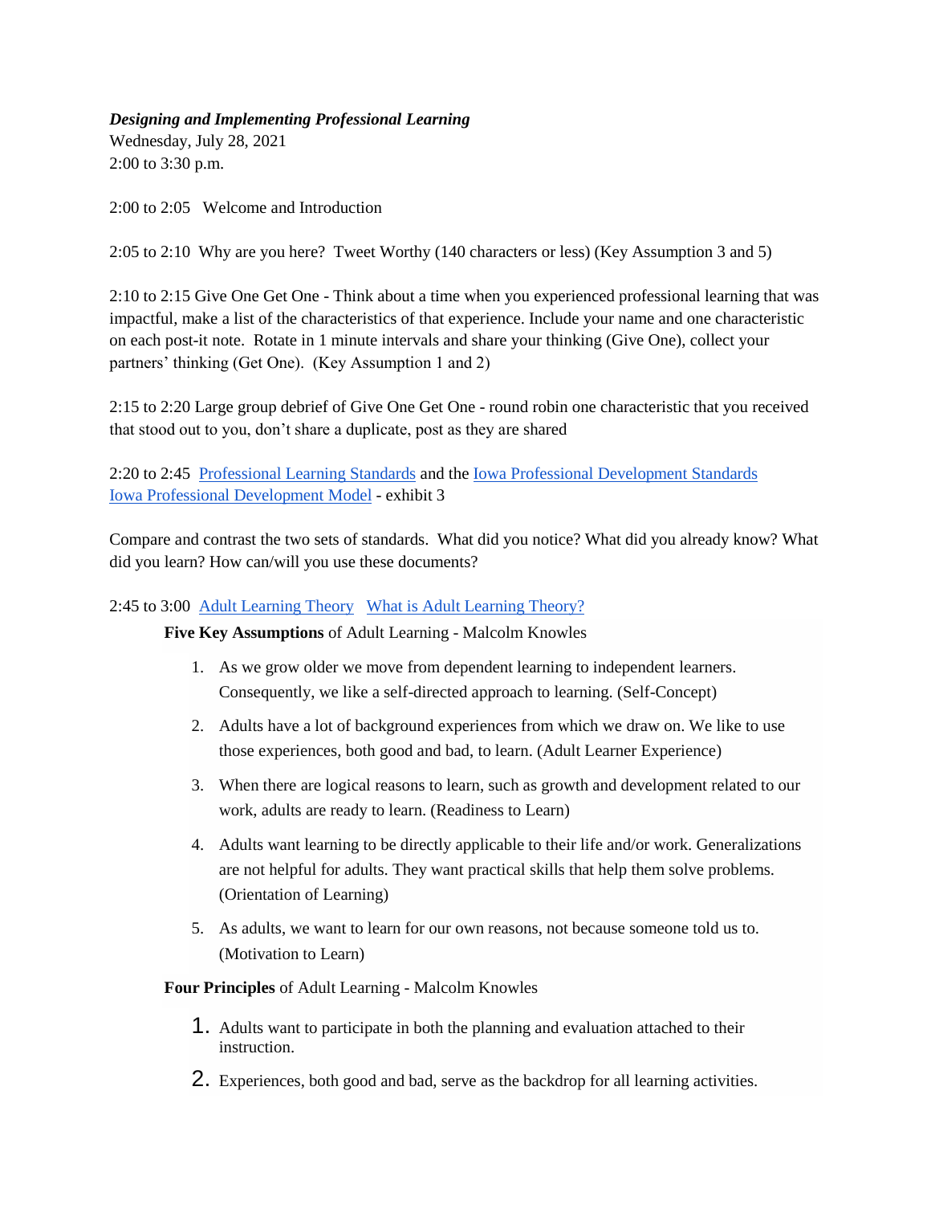***Designing and Implementing Professional Learning***
Wednesday, July 28, 2021
2:00 to 3:30 p.m.

2:00 to 2:05 Welcome and Introduction

2:05 to 2:10 Why are you here? Tweet Worthy (140 characters or less) (Key Assumption 3 and 5)

2:10 to 2:15 Give One Get One - Think about a time when you experienced professional learning that was impactful, make a list of the characteristics of that experience. Include your name and one characteristic on each post-it note. Rotate in 1 minute intervals and share your thinking (Give One), collect your partners' thinking (Get One). (Key Assumption 1 and 2)

2:15 to 2:20 Large group debrief of Give One Get One - round robin one characteristic that you received that stood out to you, don't share a duplicate, post as they are shared

2:20 to 2:45 Professional Learning Standards and the Iowa Professional Development Standards
Iowa Professional Development Model - exhibit 3

Compare and contrast the two sets of standards. What did you notice? What did you already know? What did you learn? How can/will you use these documents?

2:45 to 3:00 Adult Learning Theory What is Adult Learning Theory?

**Five Key Assumptions** of Adult Learning - Malcolm Knowles

1. As we grow older we move from dependent learning to independent learners. Consequently, we like a self-directed approach to learning. (Self-Concept)
2. Adults have a lot of background experiences from which we draw on. We like to use those experiences, both good and bad, to learn. (Adult Learner Experience)
3. When there are logical reasons to learn, such as growth and development related to our work, adults are ready to learn. (Readiness to Learn)
4. Adults want learning to be directly applicable to their life and/or work. Generalizations are not helpful for adults. They want practical skills that help them solve problems. (Orientation of Learning)
5. As adults, we want to learn for our own reasons, not because someone told us to. (Motivation to Learn)

**Four Principles** of Adult Learning - Malcolm Knowles

1. Adults want to participate in both the planning and evaluation attached to their instruction.
2. Experiences, both good and bad, serve as the backdrop for all learning activities.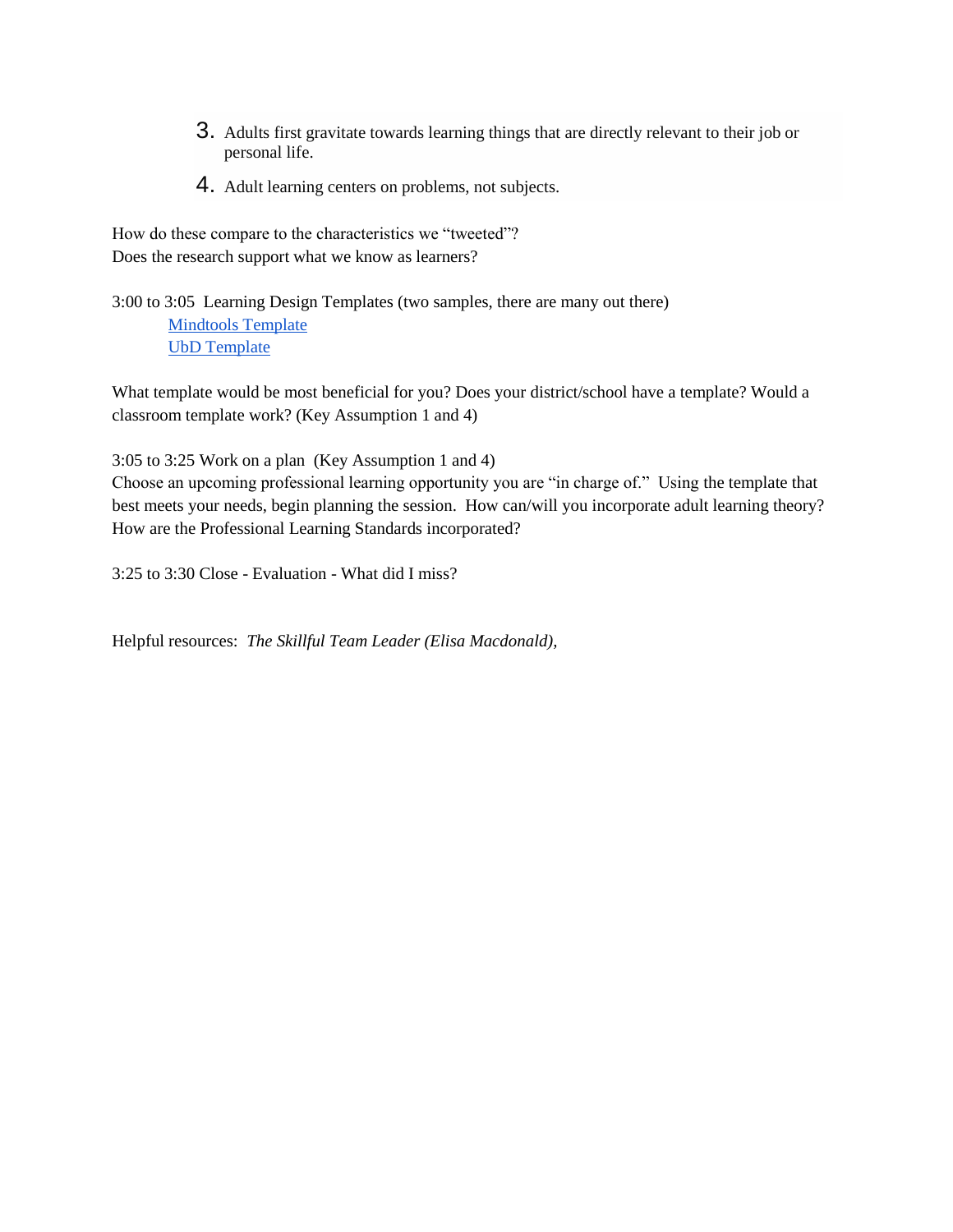3. Adults first gravitate towards learning things that are directly relevant to their job or personal life.
4. Adult learning centers on problems, not subjects.

How do these compare to the characteristics we "tweeted"?
Does the research support what we know as learners?

3:00 to 3:05 Learning Design Templates (two samples, there are many out there)

- Mindtools Template
- UbD Template

What template would be most beneficial for you? Does your district/school have a template? Would a classroom template work? (Key Assumption 1 and 4)

3:05 to 3:25 Work on a plan (Key Assumption 1 and 4)
Choose an upcoming professional learning opportunity you are "in charge of." Using the template that best meets your needs, begin planning the session. How can/will you incorporate adult learning theory? How are the Professional Learning Standards incorporated?

3:25 to 3:30 Close - Evaluation - What did I miss?

Helpful resources: *The Skillful Team Leader (Elisa Macdonald),*